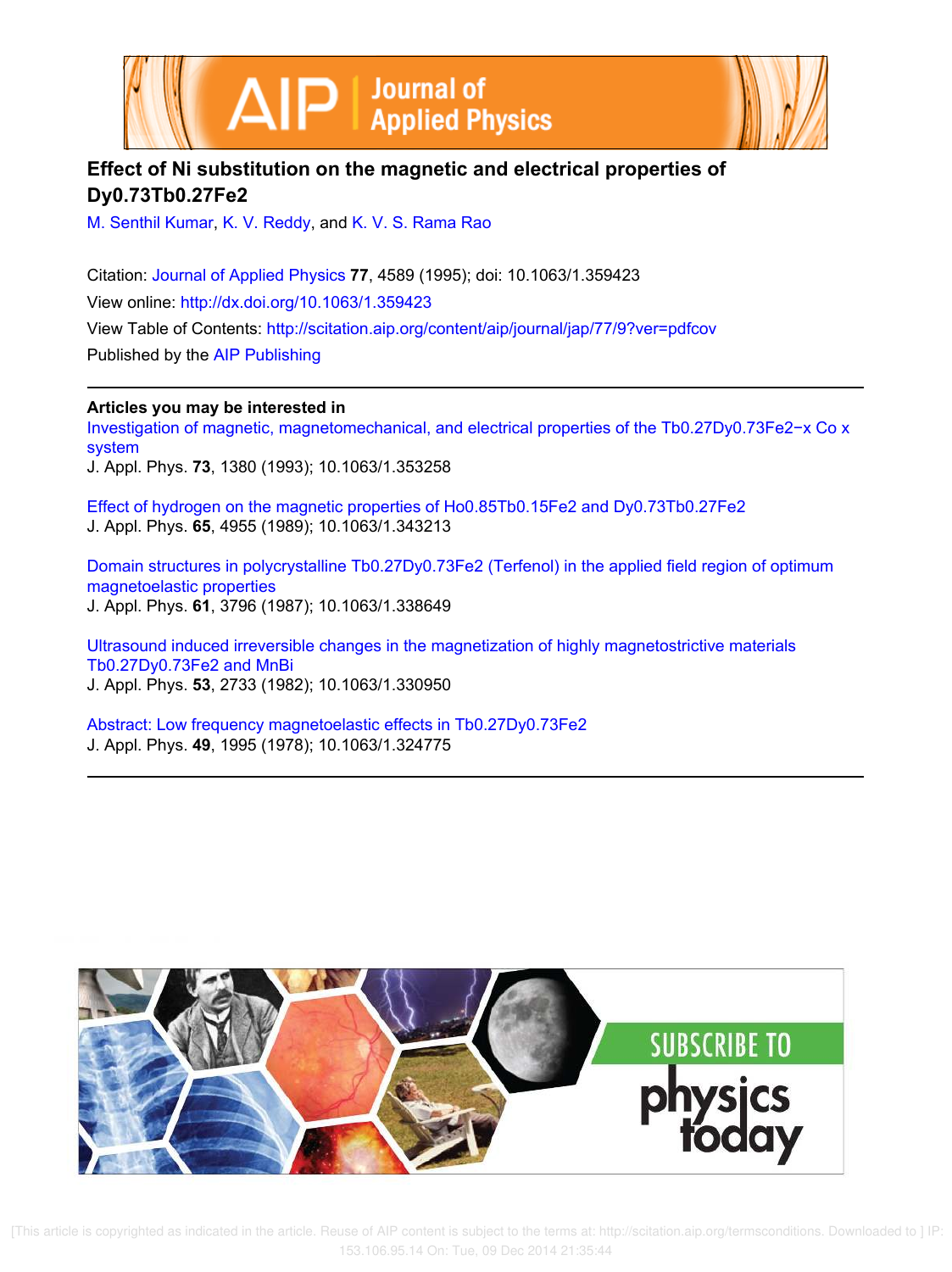# Effect of Ni substitution on the magnetic and electrical properties of Dy0.73Tb0.27Fe2

M. Senthil Kumar, K. V. Reddy, and K. V. S. Rama Rao

Citation: Journal of Applied Physics **77**, 4589 (1995); doi: 10.1063/1.359423

View online: http://dx.doi.org/10.1063/1.359423

View Table of Contents: http://scitation.aip.org/content/aip/journal/jap/77/9?ver=pdfcov

Published by the AIP Publishing

**Articles you may be interested in**

Investigation of magnetic, magnetomechanical, and electrical properties of the Tb0.27Dy0.73Fe2−x Co x system

J. Appl. Phys. **73**, 1380 (1993); 10.1063/1.353258

Effect of hydrogen on the magnetic properties of Ho0.85Tb0.15Fe2 and Dy0.73Tb0.27Fe2

J. Appl. Phys. **65**, 4955 (1989); 10.1063/1.343213

Domain structures in polycrystalline Tb0.27Dy0.73Fe2 (Terfenol) in the applied field region of optimum magnetoelastic properties

J. Appl. Phys. **61**, 3796 (1987); 10.1063/1.338649

Ultrasound induced irreversible changes in the magnetization of highly magnetostrictive materials Tb0.27Dy0.73Fe2 and MnBi

J. Appl. Phys. **53**, 2733 (1982); 10.1063/1.330950

Abstract: Low frequency magnetoelastic effects in Tb0.27Dy0.73Fe2

J. Appl. Phys. **49**, 1995 (1978); 10.1063/1.324775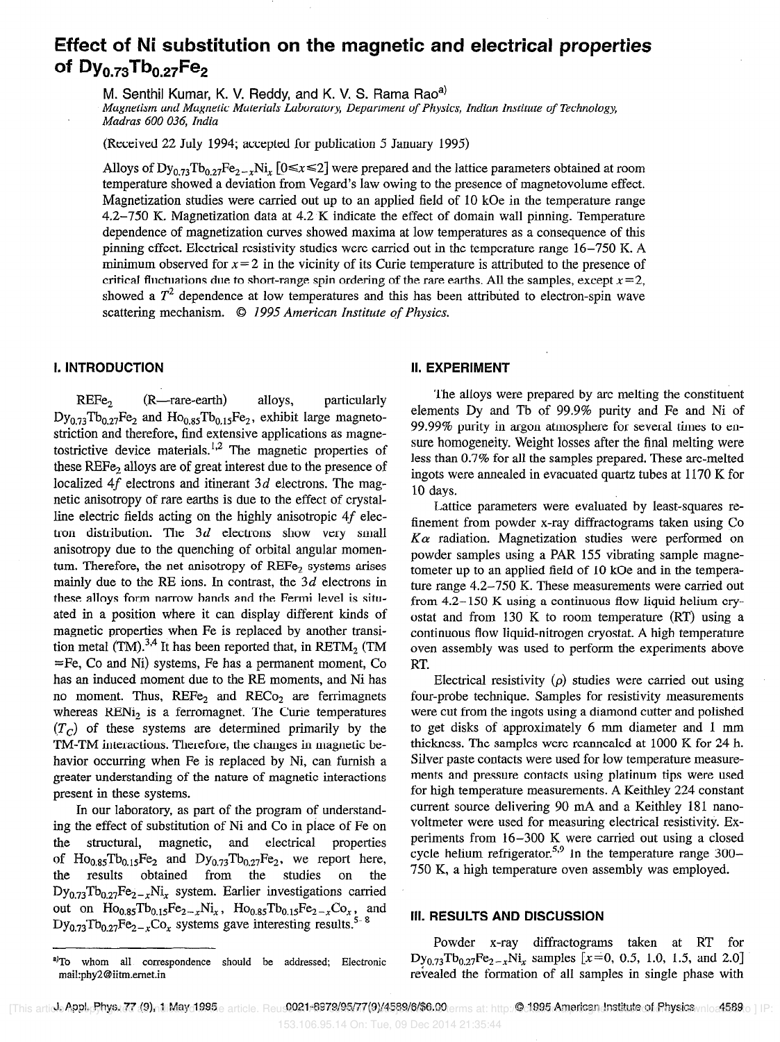# Effect of Ni substitution on the magnetic and electrical properties of $Dy_{0.73}Tb_{0.27}Fe_2$

M. Senthil Kumar, K. V. Reddy, and K. V. S. Rama Rao[a)]

*Magnetism and Magnetic Materials Laboratory, Department of Physics, Indian Institute of Technology, Madras 600 036, India*

(Received 22 July 1994; accepted for publication 5 January 1995)

Alloys of $Dy_{0.73}Tb_{0.27}Fe_{2-x}Ni_x$ $[0 \leq x \leq 2]$ were prepared and the lattice parameters obtained at room temperature showed a deviation from Vegard's law owing to the presence of magnetovolume effect. Magnetization studies were carried out up to an applied field of 10 kOe in the temperature range 4.2–750 K. Magnetization data at 4.2 K indicate the effect of domain wall pinning. Temperature dependence of magnetization curves showed maxima at low temperatures as a consequence of this pinning effect. Electrical resistivity studies were carried out in the temperature range 16–750 K. A minimum observed for $x=2$ in the vicinity of its Curie temperature is attributed to the presence of critical fluctuations due to short-range spin ordering of the rare earths. All the samples, except $x=2$, showed a $T^2$ dependence at low temperatures and this has been attributed to electron-spin wave scattering mechanism. © *1995 American Institute of Physics.*

## I. INTRODUCTION

$REFe_2$ (R—rare-earth) alloys, particularly $Dy_{0.73}Tb_{0.27}Fe_2$ and $Ho_{0.85}Tb_{0.15}Fe_2$, exhibit large magnetostriction and therefore, find extensive applications as magnetostrictive device materials.[1,2] The magnetic properties of these $REFe_2$ alloys are of great interest due to the presence of localized $4f$ electrons and itinerant $3d$ electrons. The magnetic anisotropy of rare earths is due to the effect of crystalline electric fields acting on the highly anisotropic $4f$ electron distribution. The $3d$ electrons show very small anisotropy due to the quenching of orbital angular momentum. Therefore, the net anisotropy of $REFe_2$ systems arises mainly due to the RE ions. In contrast, the $3d$ electrons in these alloys form narrow bands and the Fermi level is situated in a position where it can display different kinds of magnetic properties when Fe is replaced by another transition metal (TM).[3,4] It has been reported that, in $RETM_2$ (TM =Fe, Co and Ni) systems, Fe has a permanent moment, Co has an induced moment due to the RE moments, and Ni has no moment. Thus, $REFe_2$ and $RECo_2$ are ferrimagnets whereas $RENi_2$ is a ferromagnet. The Curie temperatures ($T_C$) of these systems are determined primarily by the TM-TM interactions. Therefore, the changes in magnetic behavior occurring when Fe is replaced by Ni, can furnish a greater understanding of the nature of magnetic interactions present in these systems.

In our laboratory, as part of the program of understanding the effect of substitution of Ni and Co in place of Fe on the structural, magnetic, and electrical properties of $Ho_{0.85}Tb_{0.15}Fe_2$ and $Dy_{0.73}Tb_{0.27}Fe_2$, we report here, the results obtained from the studies on the $Dy_{0.73}Tb_{0.27}Fe_{2-x}Ni_x$ system. Earlier investigations carried out on $Ho_{0.85}Tb_{0.15}Fe_{2-x}Ni_x$, $Ho_{0.85}Tb_{0.15}Fe_{2-x}Co_x$, and $Dy_{0.73}Tb_{0.27}Fe_{2-x}Co_x$ systems gave interesting results.[5-8]

## II. EXPERIMENT

The alloys were prepared by arc melting the constituent elements Dy and Tb of 99.9% purity and Fe and Ni of 99.99% purity in argon atmosphere for several times to ensure homogeneity. Weight losses after the final melting were less than 0.7% for all the samples prepared. These arc-melted ingots were annealed in evacuated quartz tubes at 1170 K for 10 days.

Lattice parameters were evaluated by least-squares refinement from powder x-ray diffractograms taken using Co $K\alpha$ radiation. Magnetization studies were performed on powder samples using a PAR 155 vibrating sample magnetometer up to an applied field of 10 kOe and in the temperature range 4.2–750 K. These measurements were carried out from 4.2–150 K using a continuous flow liquid helium cryostat and from 130 K to room temperature (RT) using a continuous flow liquid-nitrogen cryostat. A high temperature oven assembly was used to perform the experiments above RT.

Electrical resistivity ($\rho$) studies were carried out using four-probe technique. Samples for resistivity measurements were cut from the ingots using a diamond cutter and polished to get disks of approximately 6 mm diameter and 1 mm thickness. The samples were reannealed at 1000 K for 24 h. Silver paste contacts were used for low temperature measurements and pressure contacts using platinum tips were used for high temperature measurements. A Keithley 224 constant current source delivering 90 mA and a Keithley 181 nanovoltmeter were used for measuring electrical resistivity. Experiments from 16–300 K were carried out using a closed cycle helium refrigerator.[5,9] In the temperature range 300–750 K, a high temperature oven assembly was employed.

## III. RESULTS AND DISCUSSION

Powder x-ray diffractograms taken at RT for $Dy_{0.73}Tb_{0.27}Fe_{2-x}Ni_x$ samples [$x$=0, 0.5, 1.0, 1.5, and 2.0] revealed the formation of all samples in single phase with

[a)]To whom all correspondence should be addressed; Electronic mail:phy2@iitm.ernet.in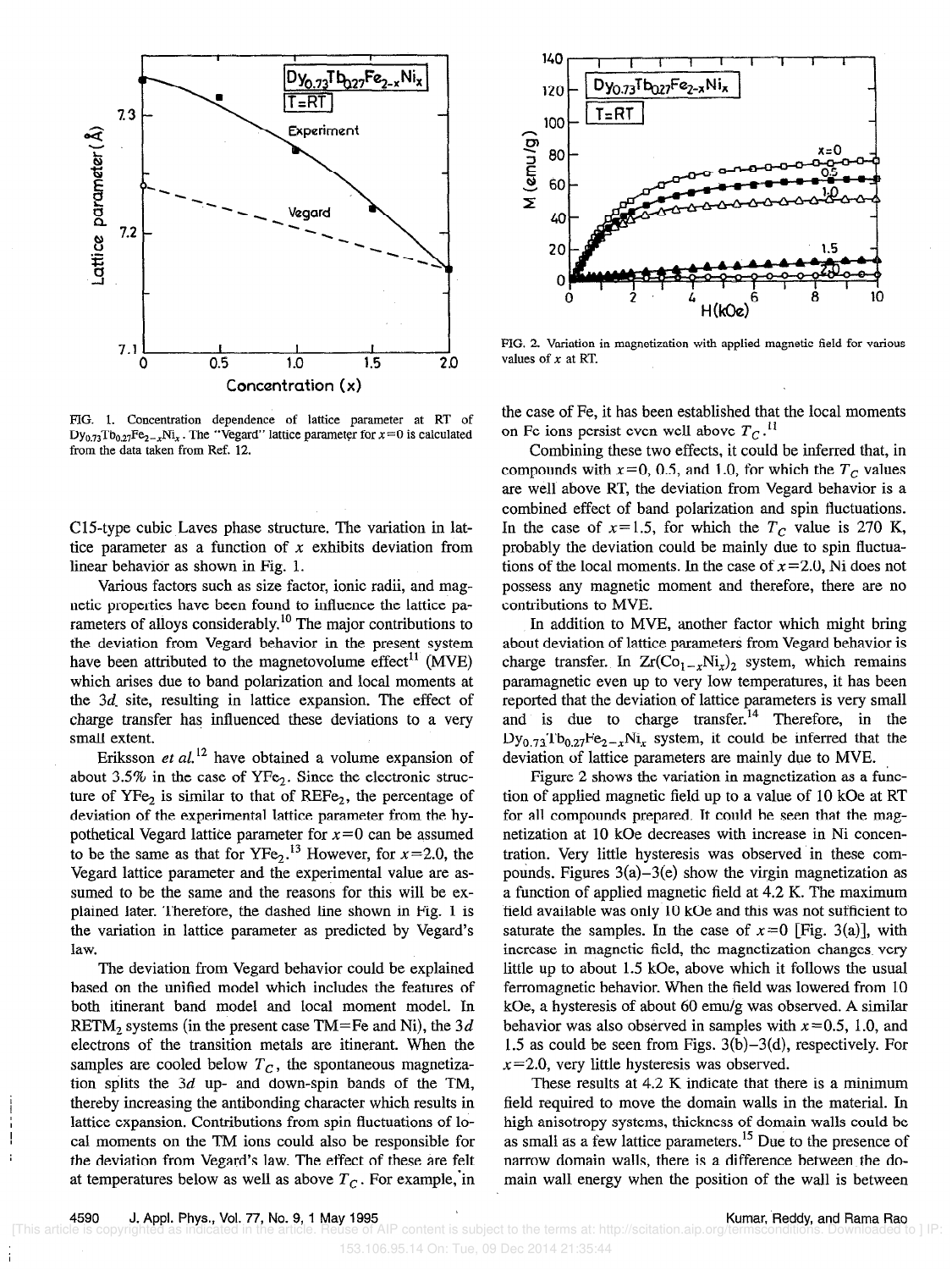FIG. 1. Concentration dependence of lattice parameter at RT of $Dy_{0.73}Tb_{0.27}Fe_{2-x}Ni_x$. The "Vegard" lattice parameter for $x=0$ is calculated from the data taken from Ref. 12.

FIG. 2. Variation in magnetization with applied magnetic field for various values of $x$ at RT.

C15-type cubic Laves phase structure. The variation in lattice parameter as a function of $x$ exhibits deviation from linear behavior as shown in Fig. 1.

Various factors such as size factor, ionic radii, and magnetic properties have been found to influence the lattice parameters of alloys considerably.[10] The major contributions to the deviation from Vegard behavior in the present system have been attributed to the magnetovolume effect[11] (MVE) which arises due to band polarization and local moments at the $3d$ site, resulting in lattice expansion. The effect of charge transfer has influenced these deviations to a very small extent.

Eriksson *et al.*[12] have obtained a volume expansion of about 3.5% in the case of $YFe_2$. Since the electronic structure of $YFe_2$ is similar to that of $REFe_2$, the percentage of deviation of the experimental lattice parameter from the hypothetical Vegard lattice parameter for $x=0$ can be assumed to be the same as that for $YFe_2$.[13] However, for $x=2.0$, the Vegard lattice parameter and the experimental value are assumed to be the same and the reasons for this will be explained later. Therefore, the dashed line shown in Fig. 1 is the variation in lattice parameter as predicted by Vegard's law.

The deviation from Vegard behavior could be explained based on the unified model which includes the features of both itinerant band model and local moment model. In $RETM_2$ systems (in the present case TM=Fe and Ni), the $3d$ electrons of the transition metals are itinerant. When the samples are cooled below $T_C$, the spontaneous magnetization splits the $3d$ up- and down-spin bands of the TM, thereby increasing the antibonding character which results in lattice expansion. Contributions from spin fluctuations of local moments on the TM ions could also be responsible for the deviation from Vegard's law. The effect of these are felt at temperatures below as well as above $T_C$. For example, in the case of Fe, it has been established that the local moments on Fe ions persist even well above $T_C$.[11]

Combining these two effects, it could be inferred that, in compounds with $x=0$, 0.5, and 1.0, for which the $T_C$ values are well above RT, the deviation from Vegard behavior is a combined effect of band polarization and spin fluctuations. In the case of $x=1.5$, for which the $T_C$ value is 270 K, probably the deviation could be mainly due to spin fluctuations of the local moments. In the case of $x=2.0$, Ni does not possess any magnetic moment and therefore, there are no contributions to MVE.

In addition to MVE, another factor which might bring about deviation of lattice parameters from Vegard behavior is charge transfer. In $Zr(Co_{1-x}Ni_x)_2$ system, which remains paramagnetic even up to very low temperatures, it has been reported that the deviation of lattice parameters is very small and is due to charge transfer.[14] Therefore, in the $Dy_{0.73}Tb_{0.27}Fe_{2-x}Ni_x$ system, it could be inferred that the deviation of lattice parameters are mainly due to MVE.

Figure 2 shows the variation in magnetization as a function of applied magnetic field up to a value of 10 kOe at RT for all compounds prepared. It could be seen that the magnetization at 10 kOe decreases with increase in Ni concentration. Very little hysteresis was observed in these compounds. Figures 3(a)–3(e) show the virgin magnetization as a function of applied magnetic field at 4.2 K. The maximum field available was only 10 kOe and this was not sufficient to saturate the samples. In the case of $x=0$ [Fig. 3(a)], with increase in magnetic field, the magnetization changes very little up to about 1.5 kOe, above which it follows the usual ferromagnetic behavior. When the field was lowered from 10 kOe, a hysteresis of about 60 emu/g was observed. A similar behavior was also observed in samples with $x=0.5$, 1.0, and 1.5 as could be seen from Figs. 3(b)–3(d), respectively. For $x=2.0$, very little hysteresis was observed.

These results at 4.2 K indicate that there is a minimum field required to move the domain walls in the material. In high anisotropy systems, thickness of domain walls could be as small as a few lattice parameters.[15] Due to the presence of narrow domain walls, there is a difference between the domain wall energy when the position of the wall is between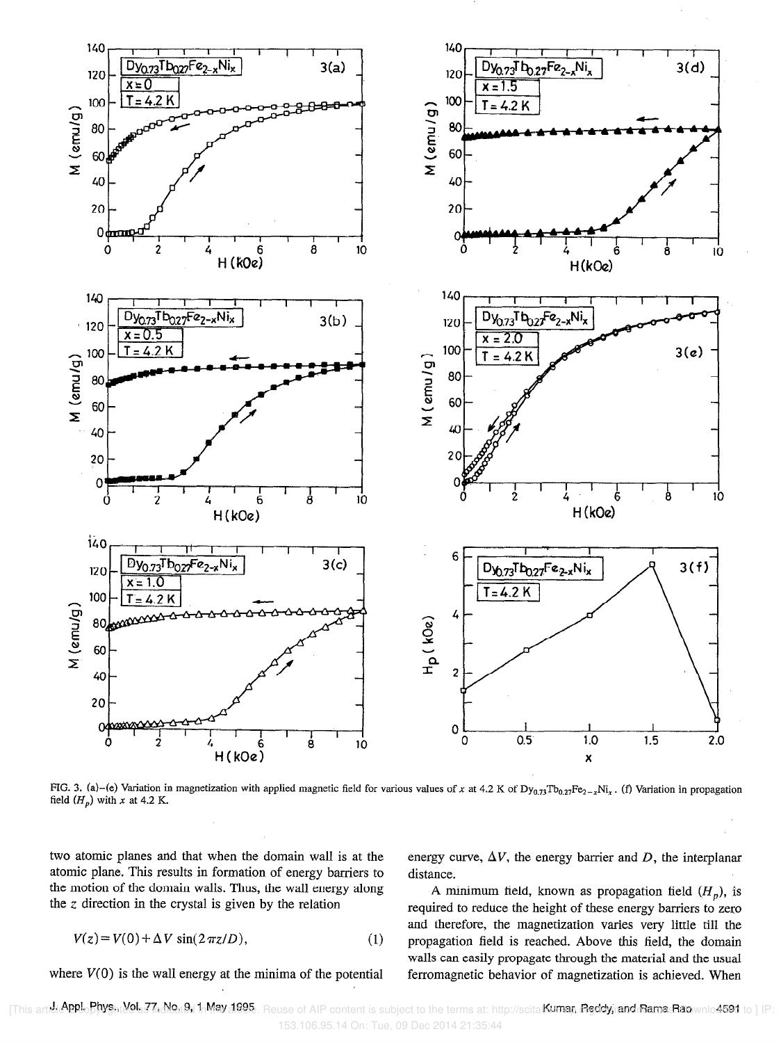FIG. 3. (a)–(e) Variation in magnetization with applied magnetic field for various values of $x$ at 4.2 K of $Dy_{0.73}Tb_{0.27}Fe_{2-x}Ni_x$. (f) Variation in propagation field ($H_p$) with $x$ at 4.2 K.

two atomic planes and that when the domain wall is at the atomic plane. This results in formation of energy barriers to the motion of the domain walls. Thus, the wall energy along the $z$ direction in the crystal is given by the relation

$$V(z)=V(0)+\Delta V \sin(2\pi z/D), \qquad (1)$$

where $V(0)$ is the wall energy at the minima of the potential energy curve, $\Delta V$, the energy barrier and $D$, the interplanar distance.

A minimum field, known as propagation field ($H_p$), is required to reduce the height of these energy barriers to zero and therefore, the magnetization varies very little till the propagation field is reached. Above this field, the domain walls can easily propagate through the material and the usual ferromagnetic behavior of magnetization is achieved. When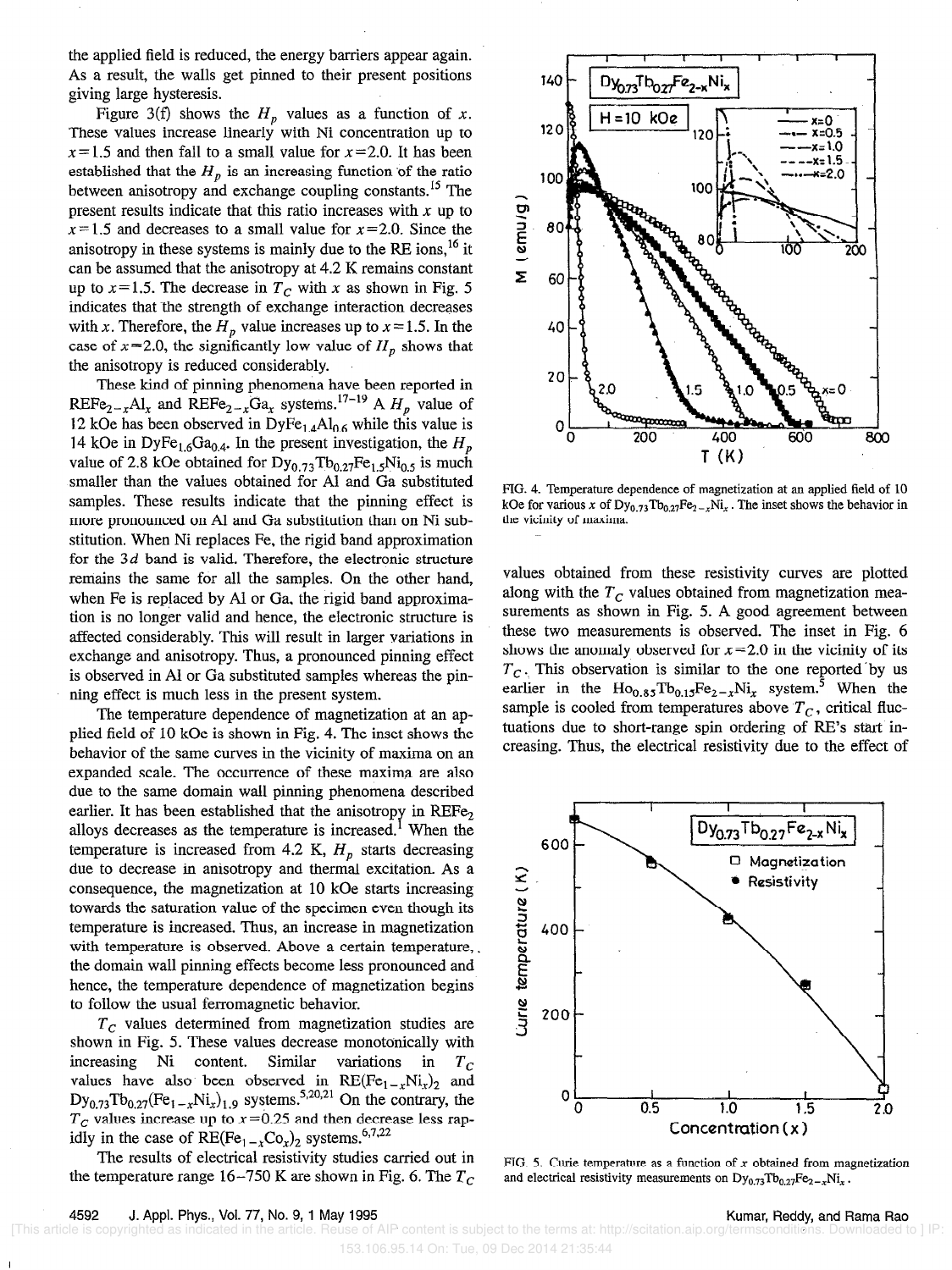the applied field is reduced, the energy barriers appear again. As a result, the walls get pinned to their present positions giving large hysteresis.

Figure 3(f) shows the $H_p$ values as a function of $x$. These values increase linearly with Ni concentration up to $x=1.5$ and then fall to a small value for $x=2.0$. It has been established that the $H_p$ is an increasing function of the ratio between anisotropy and exchange coupling constants.[15] The present results indicate that this ratio increases with $x$ up to $x=1.5$ and decreases to a small value for $x=2.0$. Since the anisotropy in these systems is mainly due to the RE ions,[16] it can be assumed that the anisotropy at 4.2 K remains constant up to $x=1.5$. The decrease in $T_C$ with $x$ as shown in Fig. 5 indicates that the strength of exchange interaction decreases with $x$. Therefore, the $H_p$ value increases up to $x=1.5$. In the case of $x=2.0$, the significantly low value of $H_p$ shows that the anisotropy is reduced considerably.

These kind of pinning phenomena have been reported in $REFe_{2-x}Al_x$ and $REFe_{2-x}Ga_x$ systems.[17–19] A $H_p$ value of 12 kOe has been observed in $DyFe_{1.4}Al_{0.6}$ while this value is 14 kOe in $DyFe_{1.6}Ga_{0.4}$. In the present investigation, the $H_p$ value of 2.8 kOe obtained for $Dy_{0.73}Tb_{0.27}Fe_{1.5}Ni_{0.5}$ is much smaller than the values obtained for Al and Ga substituted samples. These results indicate that the pinning effect is more pronounced on Al and Ga substitution than on Ni substitution. When Ni replaces Fe, the rigid band approximation for the $3d$ band is valid. Therefore, the electronic structure remains the same for all the samples. On the other hand, when Fe is replaced by Al or Ga, the rigid band approximation is no longer valid and hence, the electronic structure is affected considerably. This will result in larger variations in exchange and anisotropy. Thus, a pronounced pinning effect is observed in Al or Ga substituted samples whereas the pinning effect is much less in the present system.

The temperature dependence of magnetization at an applied field of 10 kOe is shown in Fig. 4. The inset shows the behavior of the same curves in the vicinity of maxima on an expanded scale. The occurrence of these maxima are also due to the same domain wall pinning phenomena described earlier. It has been established that the anisotropy in $REFe_2$ alloys decreases as the temperature is increased.[1] When the temperature is increased from 4.2 K, $H_p$ starts decreasing due to decrease in anisotropy and thermal excitation. As a consequence, the magnetization at 10 kOe starts increasing towards the saturation value of the specimen even though its temperature is increased. Thus, an increase in magnetization with temperature is observed. Above a certain temperature, the domain wall pinning effects become less pronounced and hence, the temperature dependence of magnetization begins to follow the usual ferromagnetic behavior.

$T_C$ values determined from magnetization studies are shown in Fig. 5. These values decrease monotonically with increasing Ni content. Similar variations in $T_C$ values have also been observed in $RE(Fe_{1-x}Ni_x)_2$ and $Dy_{0.73}Tb_{0.27}(Fe_{1-x}Ni_x)_{1.9}$ systems.[5,20,21] On the contrary, the $T_C$ values increase up to $x=0.25$ and then decrease less rapidly in the case of $RE(Fe_{1-x}Co_x)_2$ systems.[6,7,22]

The results of electrical resistivity studies carried out in the temperature range 16–750 K are shown in Fig. 6. The $T_C$ values obtained from these resistivity curves are plotted along with the $T_C$ values obtained from magnetization measurements as shown in Fig. 5. A good agreement between these two measurements is observed. The inset in Fig. 6 shows the anomaly observed for $x=2.0$ in the vicinity of its $T_C$. This observation is similar to the one reported by us earlier in the $Ho_{0.85}Tb_{0.15}Fe_{2-x}Ni_x$ system.[5] When the sample is cooled from temperatures above $T_C$, critical fluctuations due to short-range spin ordering of RE's start increasing. Thus, the electrical resistivity due to the effect of

FIG. 4. Temperature dependence of magnetization at an applied field of 10 kOe for various $x$ of $Dy_{0.73}Tb_{0.27}Fe_{2-x}Ni_x$. The inset shows the behavior in the vicinity of maxima.

FIG. 5. Curie temperature as a function of $x$ obtained from magnetization and electrical resistivity measurements on $Dy_{0.73}Tb_{0.27}Fe_{2-x}Ni_x$.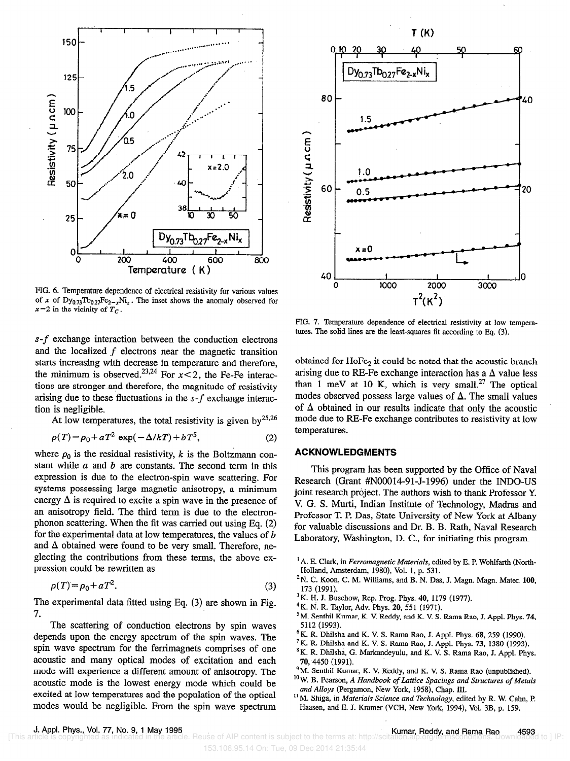FIG. 6. Temperature dependence of electrical resistivity for various values of $x$ of $Dy_{0.73}Tb_{0.27}Fe_{2-x}Ni_x$. The inset shows the anomaly observed for $x=2$ in the vicinity of $T_C$.

FIG. 7. Temperature dependence of electrical resistivity at low temperatures. The solid lines are the least-squares fit according to Eq. (3).

$s$-$f$ exchange interaction between the conduction electrons and the localized $f$ electrons near the magnetic transition starts increasing with decrease in temperature and therefore, the minimum is observed.[23,24] For $x<2$, the Fe-Fe interactions are stronger and therefore, the magnitude of resistivity arising due to these fluctuations in the $s$-$f$ exchange interaction is negligible.

At low temperatures, the total resistivity is given by[25,26]

$$\rho(T)=\rho_0+aT^2 \exp(-\Delta/kT)+bT^5, \quad (2)$$

where $\rho_0$ is the residual resistivity, $k$ is the Boltzmann constant while $a$ and $b$ are constants. The second term in this expression is due to the electron-spin wave scattering. For systems possessing large magnetic anisotropy, a minimum energy $\Delta$ is required to excite a spin wave in the presence of an anisotropy field. The third term is due to the electron-phonon scattering. When the fit was carried out using Eq. (2) for the experimental data at low temperatures, the values of $b$ and $\Delta$ obtained were found to be very small. Therefore, neglecting the contributions from these terms, the above expression could be rewritten as

$$\rho(T)=\rho_0+aT^2. \quad (3)$$

The experimental data fitted using Eq. (3) are shown in Fig. 7.

The scattering of conduction electrons by spin waves depends upon the energy spectrum of the spin waves. The spin wave spectrum for the ferrimagnets comprises of one acoustic and many optical modes of excitation and each mode will experience a different amount of anisotropy. The acoustic mode is the lowest energy mode which could be excited at low temperatures and the population of the optical modes would be negligible. From the spin wave spectrum obtained for $HoFe_2$ it could be noted that the acoustic branch arising due to RE-Fe exchange interaction has a $\Delta$ value less than 1 meV at 10 K, which is very small.[27] The optical modes observed possess large values of $\Delta$. The small values of $\Delta$ obtained in our results indicate that only the acoustic mode due to RE-Fe exchange contributes to resistivity at low temperatures.

## ACKNOWLEDGMENTS

This program has been supported by the Office of Naval Research (Grant #N00014-91-J-1996) under the INDO-US joint research project. The authors wish to thank Professor Y. V. G. S. Murti, Indian Institute of Technology, Madras and Professor T. P. Das, State University of New York at Albany for valuable discussions and Dr. B. B. Rath, Naval Research Laboratory, Washington, D. C., for initiating this program.

[1] A. E. Clark, in *Ferromagnetic Materials*, edited by E. P. Wohlfarth (North-Holland, Amsterdam, 1980), Vol. 1, p. 531.
[2] N. C. Koon, C. M. Williams, and B. N. Das, J. Magn. Magn. Mater. **100**, 173 (1991).
[3] K. H. J. Buschow, Rep. Prog. Phys. **40**, 1179 (1977).
[4] K. N. R. Taylor, Adv. Phys. **20**, 551 (1971).
[5] M. Senthil Kumar, K. V. Reddy, and K. V. S. Rama Rao, J. Appl. Phys. **74**, 5112 (1993).
[6] K. R. Dhilsha and K. V. S. Rama Rao, J. Appl. Phys. **68**, 259 (1990).
[7] K. R. Dhilsha and K. V. S. Rama Rao, J. Appl. Phys. **73**, 1380 (1993).
[8] K. R. Dhilsha, G. Markandeyulu, and K. V. S. Rama Rao, J. Appl. Phys. **70**, 4450 (1991).
[9] M. Senthil Kumar, K. V. Reddy, and K. V. S. Rama Rao (unpublished).
[10] W. B. Pearson, *A Handbook of Lattice Spacings and Structures of Metals and Alloys* (Pergamon, New York, 1958), Chap. III.
[11] M. Shiga, in *Materials Science and Technology*, edited by R. W. Cahn, P. Haasen, and E. J. Kramer (VCH, New York, 1994), Vol. 3B, p. 159.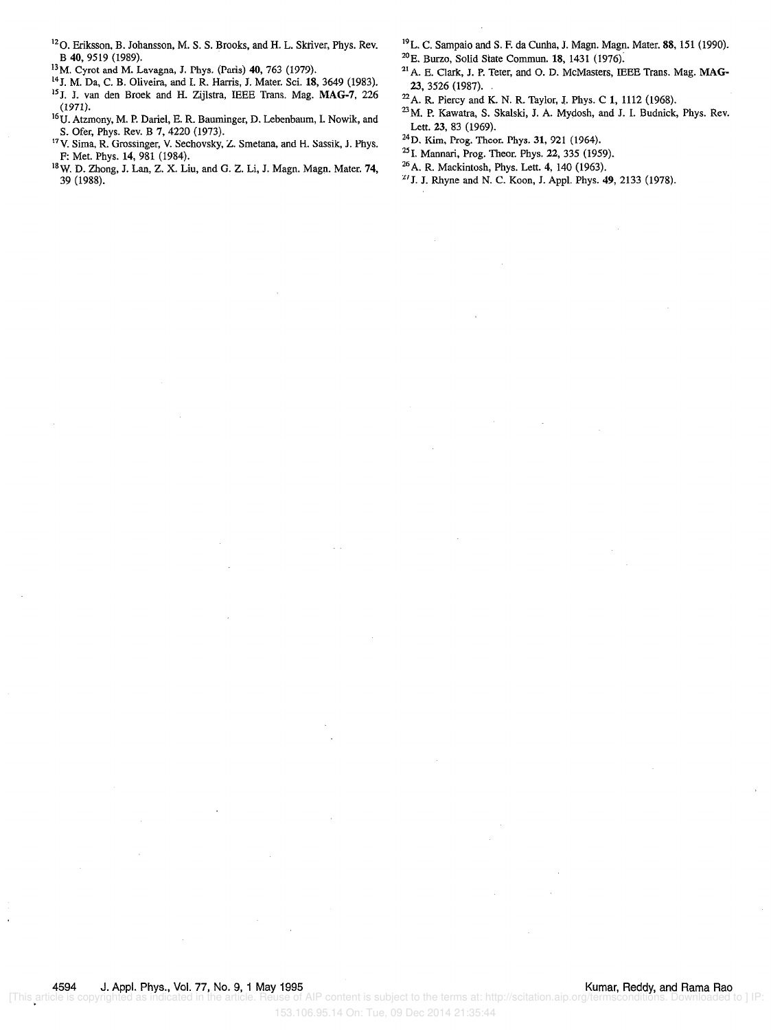[12] O. Eriksson, B. Johansson, M. S. S. Brooks, and H. L. Skriver, Phys. Rev. B **40**, 9519 (1989).

[13] M. Cyrot and M. Lavagna, J. Phys. (Paris) **40**, 763 (1979).

[14] J. M. Da, C. B. Oliveira, and I. R. Harris, J. Mater. Sci. **18**, 3649 (1983).

[15] J. J. van den Broek and H. Zijlstra, IEEE Trans. Mag. **MAG-7**, 226 (1971).

[16] U. Atzmony, M. P. Dariel, E. R. Bauminger, D. Lebenbaum, I. Nowik, and S. Ofer, Phys. Rev. B **7**, 4220 (1973).

[17] V. Sima, R. Grossinger, V. Sechovsky, Z. Smetana, and H. Sassik, J. Phys. F: Met. Phys. **14**, 981 (1984).

[18] W. D. Zhong, J. Lan, Z. X. Liu, and G. Z. Li, J. Magn. Magn. Mater. **74**, 39 (1988).

[19] L. C. Sampaio and S. F. da Cunha, J. Magn. Magn. Mater. **88**, 151 (1990).

[20] E. Burzo, Solid State Commun. **18**, 1431 (1976).

[21] A. E. Clark, J. P. Teter, and O. D. McMasters, IEEE Trans. Mag. **MAG-23**, 3526 (1987).

[22] A. R. Piercy and K. N. R. Taylor, J. Phys. C **1**, 1112 (1968).

[23] M. P. Kawatra, S. Skalski, J. A. Mydosh, and J. I. Budnick, Phys. Rev. Lett. **23**, 83 (1969).

[24] D. Kim, Prog. Theor. Phys. **31**, 921 (1964).

[25] I. Mannari, Prog. Theor. Phys. **22**, 335 (1959).

[26] A. R. Mackintosh, Phys. Lett. **4**, 140 (1963).

[27] J. J. Rhyne and N. C. Koon, J. Appl. Phys. **49**, 2133 (1978).